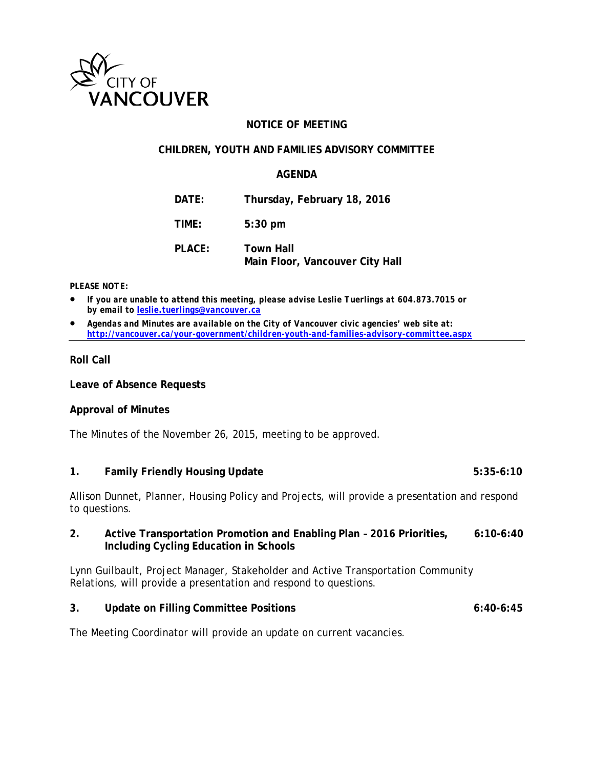CITY OF VANCOUVER

# NOTICE OF MEETING

## CHILDREN, YOUTH AND FAMILIES ADVISORY COMMITTEE

## AGENDA

| | |
|---|---|
| **DATE:** | **Thursday, February 18, 2016** |
| **TIME:** | **5:30 pm** |
| **PLACE:** | **Town Hall**<br>**Main Floor, Vancouver City Hall** |

***PLEASE NOTE:***

- ***If you are unable to attend this meeting, please advise Leslie Tuerlings at 604.873.7015 or by email to [leslie.tuerlings@vancouver.ca](mailto:leslie.tuerlings@vancouver.ca)***
- ***Agendas and Minutes are available on the City of Vancouver civic agencies' web site at: [http://vancouver.ca/your-government/children-youth-and-families-advisory-committee.aspx](http://vancouver.ca/your-government/children-youth-and-families-advisory-committee.aspx)***

---

**Roll Call**

**Leave of Absence Requests**

**Approval of Minutes**

The Minutes of the November 26, 2015, meeting to be approved.

**1. Family Friendly Housing Update** **5:35-6:10**

Allison Dunnet, Planner, Housing Policy and Projects, will provide a presentation and respond to questions.

**2. Active Transportation Promotion and Enabling Plan – 2016 Priorities, Including Cycling Education in Schools** **6:10-6:40**

Lynn Guilbault, Project Manager, Stakeholder and Active Transportation Community Relations, will provide a presentation and respond to questions.

**3. Update on Filling Committee Positions** **6:40-6:45**

The Meeting Coordinator will provide an update on current vacancies.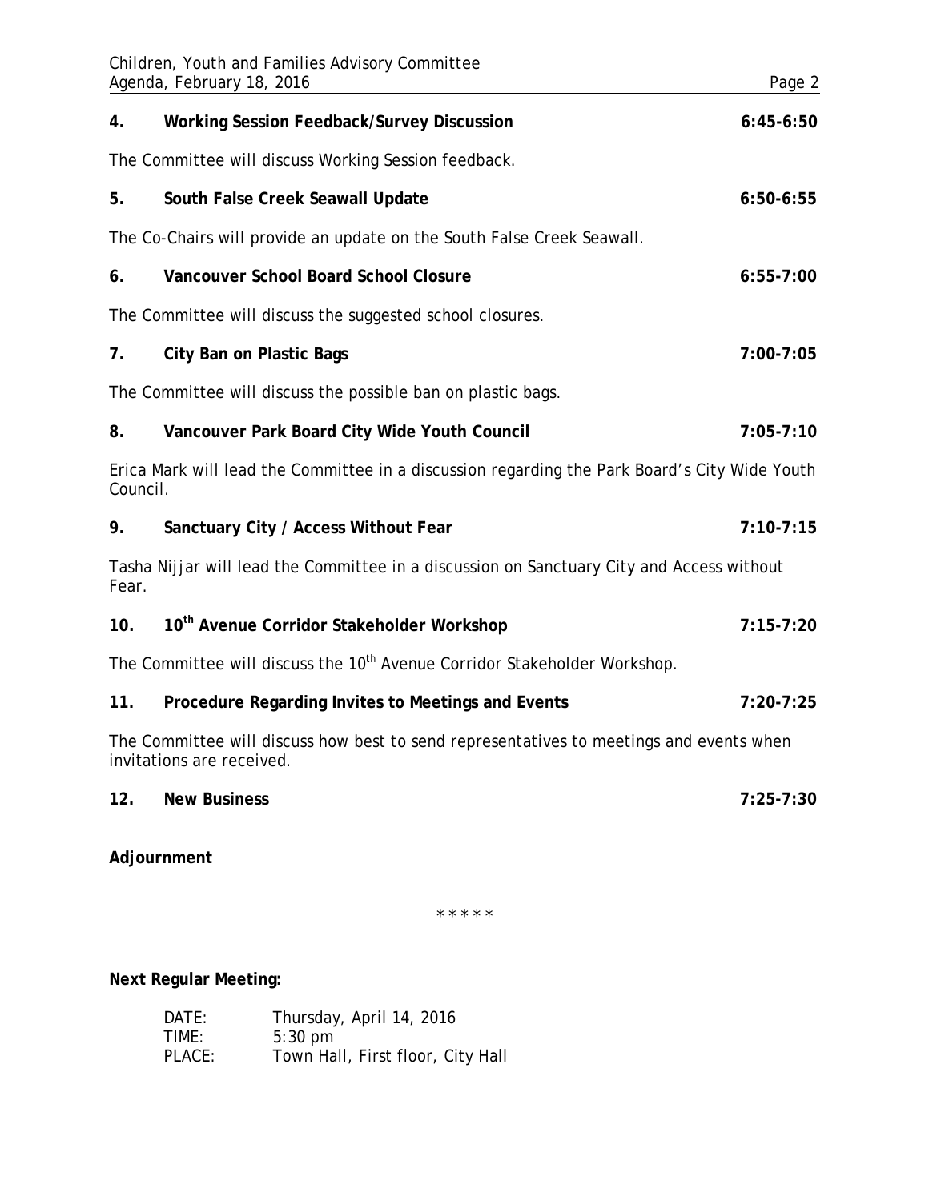**4. Working Session Feedback/Survey Discussion** 6:45-6:50

The Committee will discuss Working Session feedback.

**5. South False Creek Seawall Update** 6:50-6:55

The Co-Chairs will provide an update on the South False Creek Seawall.

**6. Vancouver School Board School Closure** 6:55-7:00

The Committee will discuss the suggested school closures.

**7. City Ban on Plastic Bags** 7:00-7:05

The Committee will discuss the possible ban on plastic bags.

**8. Vancouver Park Board City Wide Youth Council** 7:05-7:10

Erica Mark will lead the Committee in a discussion regarding the Park Board's City Wide Youth Council.

**9. Sanctuary City / Access Without Fear** 7:10-7:15

Tasha Nijjar will lead the Committee in a discussion on Sanctuary City and Access without Fear.

**10. 10th Avenue Corridor Stakeholder Workshop** 7:15-7:20

The Committee will discuss the 10th Avenue Corridor Stakeholder Workshop.

**11. Procedure Regarding Invites to Meetings and Events** 7:20-7:25

The Committee will discuss how best to send representatives to meetings and events when invitations are received.

**12. New Business** 7:25-7:30

**Adjournment**

\* \* \* \* \*

**Next Regular Meeting:**

DATE: Thursday, April 14, 2016
TIME: 5:30 pm
PLACE: Town Hall, First floor, City Hall